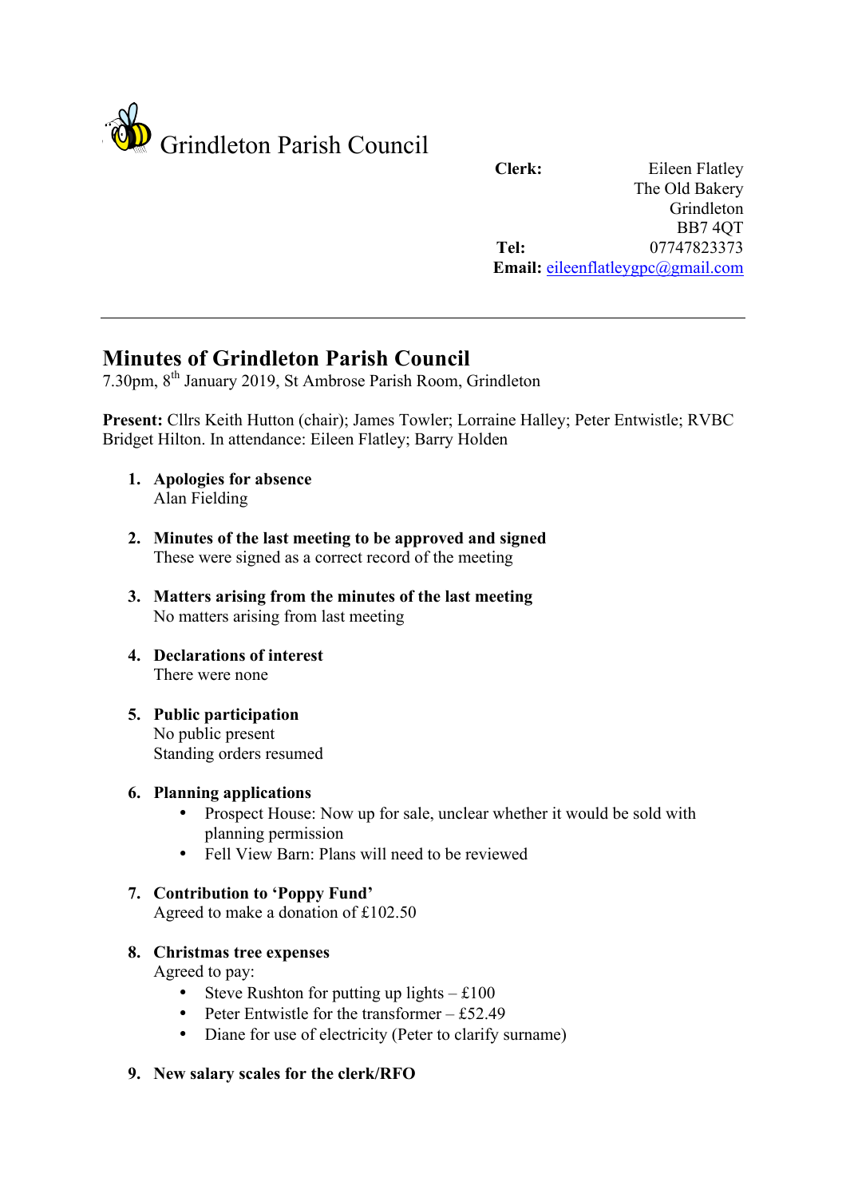# Grindleton Parish Council

**Clerk:** Eileen Flatley
The Old Bakery
Grindleton
BB7 4QT
**Tel:** 07747823373
**Email:** eileenflatleygpc@gmail.com

---

## Minutes of Grindleton Parish Council

7.30pm, 8th January 2019, St Ambrose Parish Room, Grindleton

**Present:** Cllrs Keith Hutton (chair); James Towler; Lorraine Halley; Peter Entwistle; RVBC Bridget Hilton. In attendance: Eileen Flatley; Barry Holden

1. **Apologies for absence**
   Alan Fielding

2. **Minutes of the last meeting to be approved and signed**
   These were signed as a correct record of the meeting

3. **Matters arising from the minutes of the last meeting**
   No matters arising from last meeting

4. **Declarations of interest**
   There were none

5. **Public participation**
   No public present
   Standing orders resumed

6. **Planning applications**
   - Prospect House: Now up for sale, unclear whether it would be sold with planning permission
   - Fell View Barn: Plans will need to be reviewed

7. **Contribution to 'Poppy Fund'**
   Agreed to make a donation of £102.50

8. **Christmas tree expenses**
   Agreed to pay:
   - Steve Rushton for putting up lights – £100
   - Peter Entwistle for the transformer – £52.49
   - Diane for use of electricity (Peter to clarify surname)

9. **New salary scales for the clerk/RFO**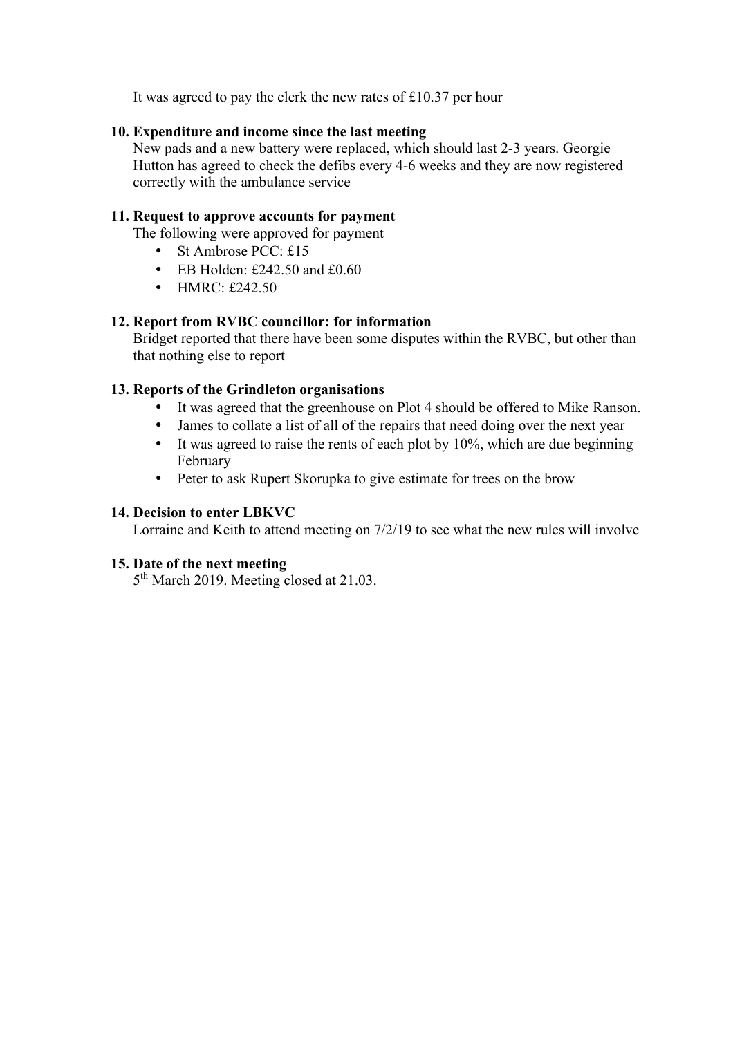It was agreed to pay the clerk the new rates of £10.37 per hour

**10. Expenditure and income since the last meeting**

New pads and a new battery were replaced, which should last 2-3 years. Georgie Hutton has agreed to check the defibs every 4-6 weeks and they are now registered correctly with the ambulance service

**11. Request to approve accounts for payment**

The following were approved for payment

- St Ambrose PCC: £15
- EB Holden: £242.50 and £0.60
- HMRC: £242.50

**12. Report from RVBC councillor: for information**

Bridget reported that there have been some disputes within the RVBC, but other than that nothing else to report

**13. Reports of the Grindleton organisations**

- It was agreed that the greenhouse on Plot 4 should be offered to Mike Ranson.
- James to collate a list of all of the repairs that need doing over the next year
- It was agreed to raise the rents of each plot by 10%, which are due beginning February
- Peter to ask Rupert Skorupka to give estimate for trees on the brow

**14. Decision to enter LBKVC**

Lorraine and Keith to attend meeting on 7/2/19 to see what the new rules will involve

**15. Date of the next meeting**

5th March 2019. Meeting closed at 21.03.